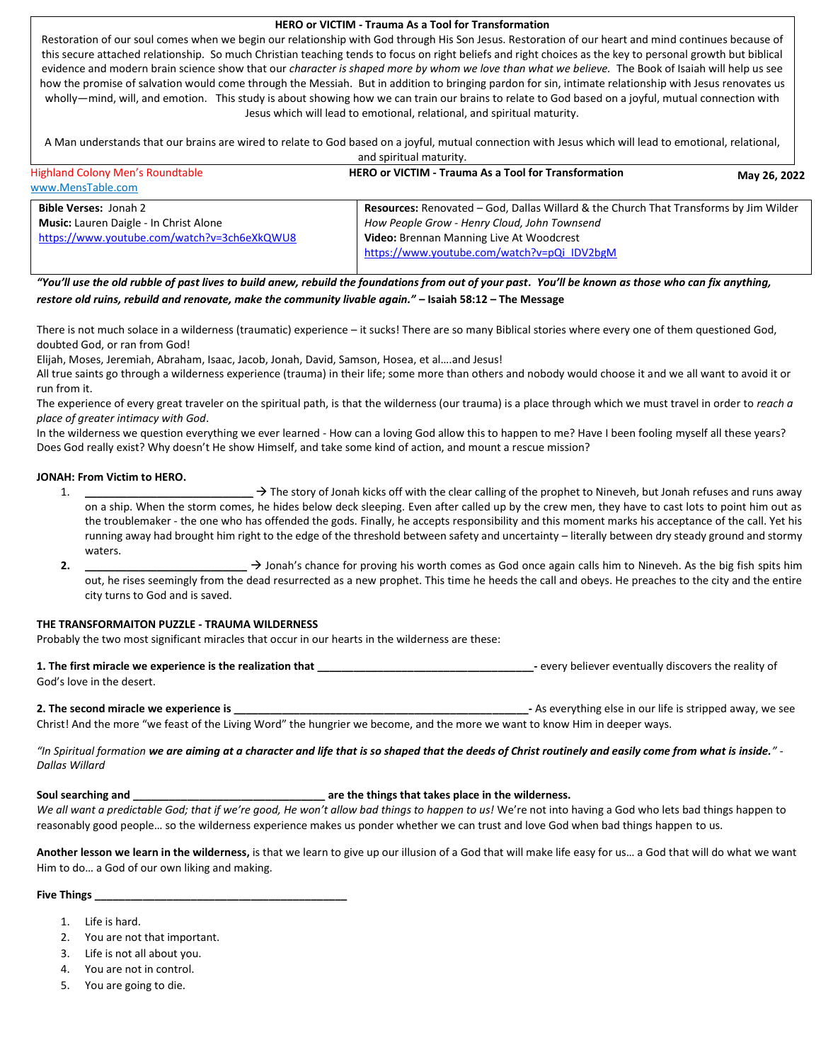**HERO or VICTIM - Trauma As a Tool for Transformation**

Restoration of our soul comes when we begin our relationship with God through His Son Jesus. Restoration of our heart and mind continues because of this secure attached relationship. So much Christian teaching tends to focus on right beliefs and right choices as the key to personal growth but biblical evidence and modern brain science show that our *character is shaped more by whom we love than what we believe.* The Book of Isaiah will help us see how the promise of salvation would come through the Messiah. But in addition to bringing pardon for sin, intimate relationship with Jesus renovates us wholly—mind, will, and emotion. This study is about showing how we can train our brains to relate to God based on a joyful, mutual connection with Jesus which will lead to emotional, relational, and spiritual maturity.

A Man understands that our brains are wired to relate to God based on a joyful, mutual connection with Jesus which will lead to emotional, relational, and spiritual maturity.

Highland Colony Men's Roundtable
www.MensTable.com

**HERO or VICTIM - Trauma As a Tool for Transformation**

**May 26, 2022**

| | |
|---|---|
| **Bible Verses:** Jonah 2<br>**Music:** Lauren Daigle - In Christ Alone<br>https://www.youtube.com/watch?v=3ch6eXkQWU8 | **Resources:** Renovated – God, Dallas Willard & the Church That Transforms by Jim Wilder<br>*How People Grow - Henry Cloud, John Townsend*<br>**Video:** Brennan Manning Live At Woodcrest<br>https://www.youtube.com/watch?v=pQi_IDV2bgM |

***"You'll use the old rubble of past lives to build anew, rebuild the foundations from out of your past. You'll be known as those who can fix anything, restore old ruins, rebuild and renovate, make the community livable again."*** **– Isaiah 58:12 – The Message**

There is not much solace in a wilderness (traumatic) experience – it sucks! There are so many Biblical stories where every one of them questioned God, doubted God, or ran from God!

Elijah, Moses, Jeremiah, Abraham, Isaac, Jacob, Jonah, David, Samson, Hosea, et al….and Jesus!

All true saints go through a wilderness experience (trauma) in their life; some more than others and nobody would choose it and we all want to avoid it or run from it.

The experience of every great traveler on the spiritual path, is that the wilderness (our trauma) is a place through which we must travel in order to *reach a place of greater intimacy with God*.

In the wilderness we question everything we ever learned - How can a loving God allow this to happen to me? Have I been fooling myself all these years? Does God really exist? Why doesn't He show Himself, and take some kind of action, and mount a rescue mission?

**JONAH: From Victim to HERO.**

1. ____________________________ → The story of Jonah kicks off with the clear calling of the prophet to Nineveh, but Jonah refuses and runs away on a ship. When the storm comes, he hides below deck sleeping. Even after called up by the crew men, they have to cast lots to point him out as the troublemaker - the one who has offended the gods. Finally, he accepts responsibility and this moment marks his acceptance of the call. Yet his running away had brought him right to the edge of the threshold between safety and uncertainty – literally between dry steady ground and stormy waters.
2. ___________________________ → Jonah's chance for proving his worth comes as God once again calls him to Nineveh. As the big fish spits him out, he rises seemingly from the dead resurrected as a new prophet. This time he heeds the call and obeys. He preaches to the city and the entire city turns to God and is saved.

**THE TRANSFORMAITON PUZZLE - TRAUMA WILDERNESS**

Probably the two most significant miracles that occur in our hearts in the wilderness are these:

**1. The first miracle we experience is the realization that ____________________________________-** every believer eventually discovers the reality of God's love in the desert.

**2. The second miracle we experience is __________________________________________________-** As everything else in our life is stripped away, we see Christ! And the more "we feast of the Living Word" the hungrier we become, and the more we want to know Him in deeper ways.

*"In Spiritual formation* ***we are aiming at a character and life that is so shaped that the deeds of Christ routinely and easily come from what is inside."*** *- Dallas Willard*

**Soul searching and ________________________________ are the things that takes place in the wilderness.**

*We all want a predictable God; that if we're good, He won't allow bad things to happen to us!* We're not into having a God who lets bad things happen to reasonably good people… so the wilderness experience makes us ponder whether we can trust and love God when bad things happen to us.

**Another lesson we learn in the wilderness,** is that we learn to give up our illusion of a God that will make life easy for us… a God that will do what we want Him to do… a God of our own liking and making.

**Five Things ___________________________________________**

1. Life is hard.
2. You are not that important.
3. Life is not all about you.
4. You are not in control.
5. You are going to die.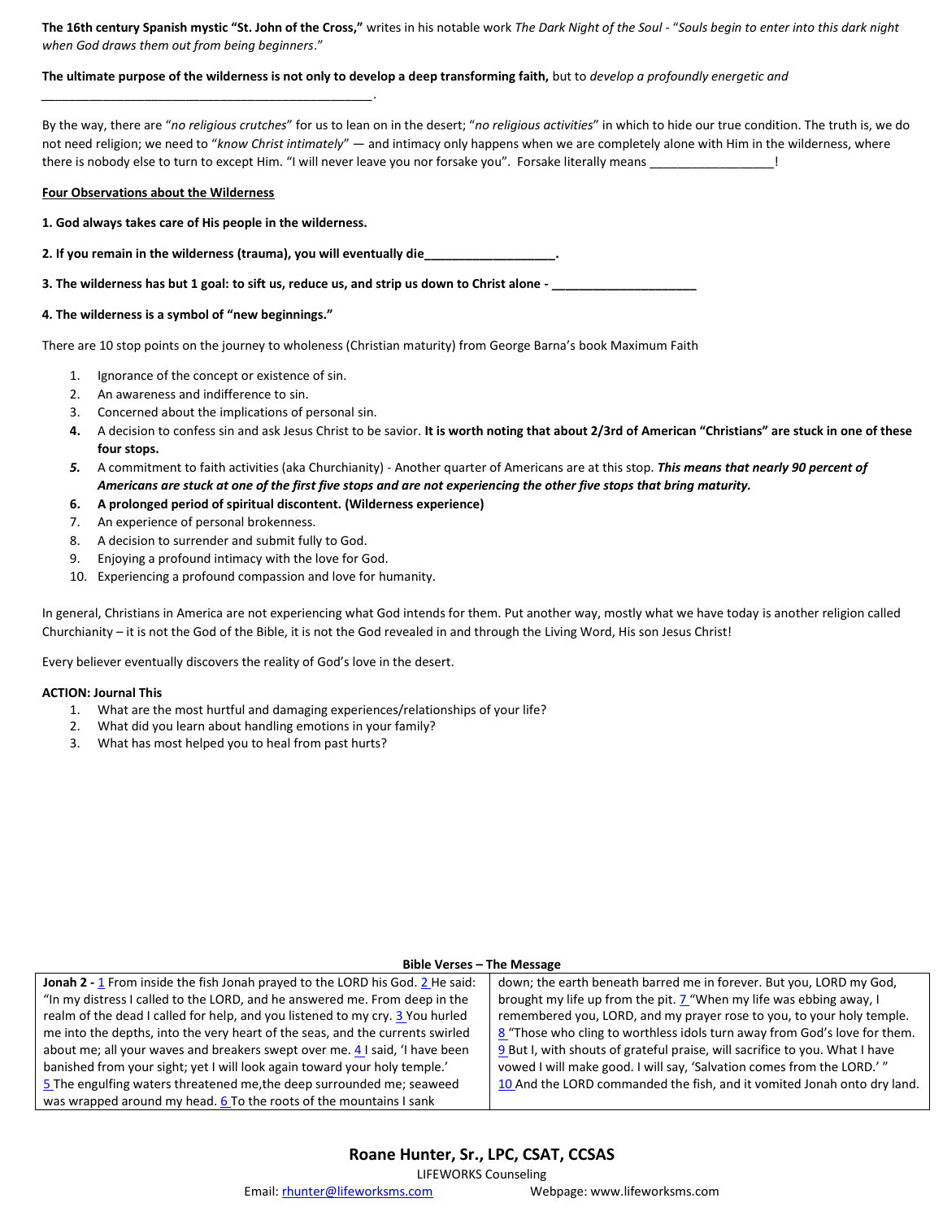**The 16th century Spanish mystic "St. John of the Cross,"** writes in his notable work *The Dark Night of the Soul* - "*Souls begin to enter into this dark night when God draws them out from being beginners*."

**The ultimate purpose of the wilderness is not only to develop a deep transforming faith,** but to *develop a profoundly energetic and* _______________________________________________.

By the way, there are "*no religious crutches*" for us to lean on in the desert; "*no religious activities*" in which to hide our true condition. The truth is, we do not need religion; we need to "*know Christ intimately*" — and intimacy only happens when we are completely alone with Him in the wilderness, where there is nobody else to turn to except Him. "I will never leave you nor forsake you". Forsake literally means _________________!

__**Four Observations about the Wilderness**__

**1. God always takes care of His people in the wilderness.**

**2. If you remain in the wilderness (trauma), you will eventually die__________________.**

**3. The wilderness has but 1 goal: to sift us, reduce us, and strip us down to Christ alone - ____________________**

**4. The wilderness is a symbol of "new beginnings."**

There are 10 stop points on the journey to wholeness (Christian maturity) from George Barna's book Maximum Faith

1. Ignorance of the concept or existence of sin.
2. An awareness and indifference to sin.
3. Concerned about the implications of personal sin.
4. A decision to confess sin and ask Jesus Christ to be savior. **It is worth noting that about 2/3rd of American "Christians" are stuck in one of these four stops.**
5. A commitment to faith activities (aka Churchianity) - Another quarter of Americans are at this stop. ***This means that nearly 90 percent of Americans are stuck at one of the first five stops and are not experiencing the other five stops that bring maturity.***
6. **A prolonged period of spiritual discontent. (Wilderness experience)**
7. An experience of personal brokenness.
8. A decision to surrender and submit fully to God.
9. Enjoying a profound intimacy with the love for God.
10. Experiencing a profound compassion and love for humanity.

In general, Christians in America are not experiencing what God intends for them. Put another way, mostly what we have today is another religion called Churchianity – it is not the God of the Bible, it is not the God revealed in and through the Living Word, His son Jesus Christ!

Every believer eventually discovers the reality of God's love in the desert.

**ACTION: Journal This**

1. What are the most hurtful and damaging experiences/relationships of your life?
2. What did you learn about handling emotions in your family?
3. What has most helped you to heal from past hurts?

**Bible Verses – The Message**

**Jonah 2 -** 1 From inside the fish Jonah prayed to the LORD his God. 2 He said: "In my distress I called to the LORD, and he answered me. From deep in the realm of the dead I called for help, and you listened to my cry. 3 You hurled me into the depths, into the very heart of the seas, and the currents swirled about me; all your waves and breakers swept over me. 4 I said, 'I have been banished from your sight; yet I will look again toward your holy temple.' 5 The engulfing waters threatened me,the deep surrounded me; seaweed was wrapped around my head. 6 To the roots of the mountains I sank down; the earth beneath barred me in forever. But you, LORD my God, brought my life up from the pit. 7 "When my life was ebbing away, I remembered you, LORD, and my prayer rose to you, to your holy temple. 8 "Those who cling to worthless idols turn away from God's love for them. 9 But I, with shouts of grateful praise, will sacrifice to you. What I have vowed I will make good. I will say, 'Salvation comes from the LORD.' " 10 And the LORD commanded the fish, and it vomited Jonah onto dry land.

**Roane Hunter, Sr., LPC, CSAT, CCSAS**

LIFEWORKS Counseling

Email: rhunter@lifeworksms.com Webpage: www.lifeworksms.com